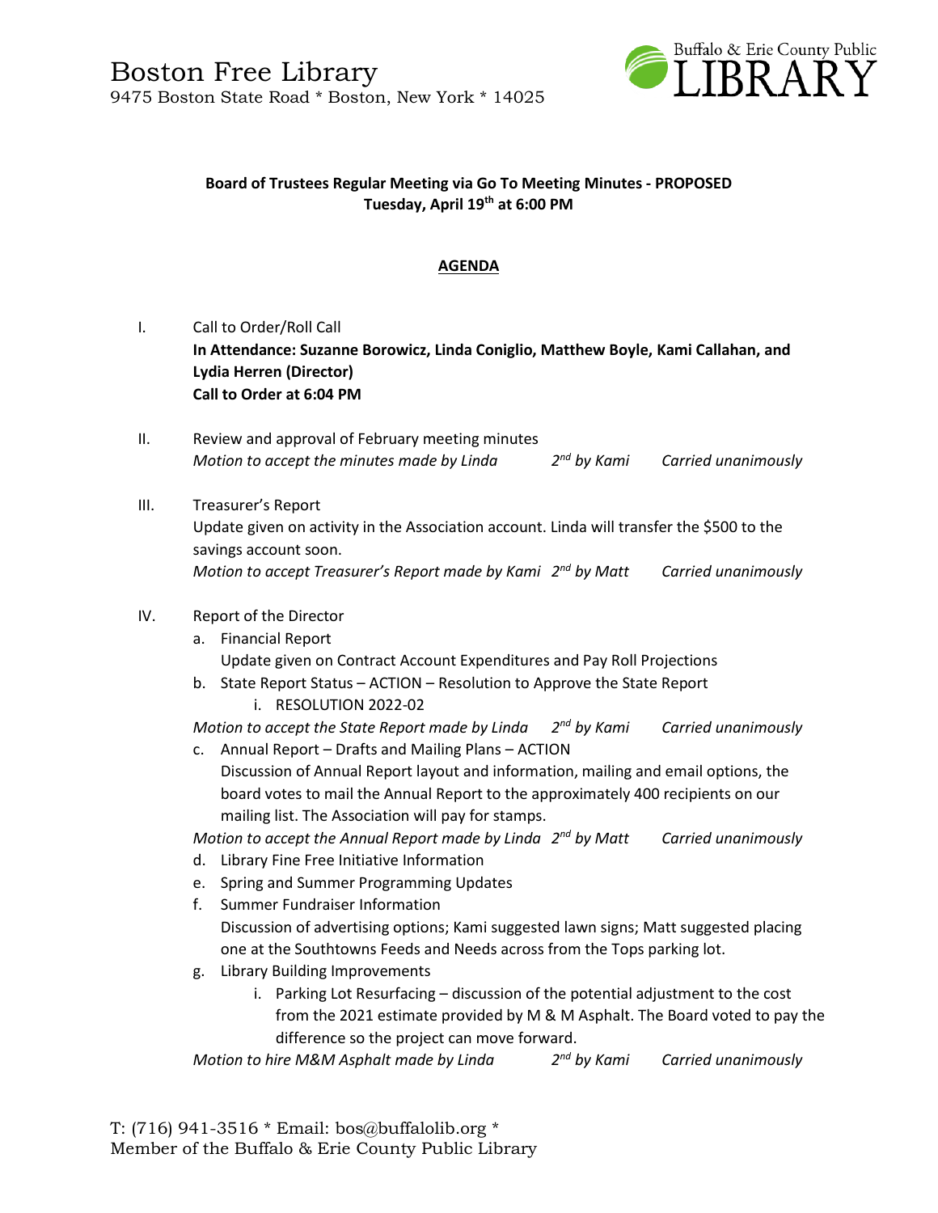# Boston Free Library

9475 Boston State Road * Boston, New York * 14025

Buffalo & Erie County Public LIBRARY

**Board of Trustees Regular Meeting via Go To Meeting Minutes - PROPOSED**
**Tuesday, April 19th at 6:00 PM**

**AGENDA**

I. Call to Order/Roll Call
**In Attendance: Suzanne Borowicz, Linda Coniglio, Matthew Boyle, Kami Callahan, and Lydia Herren (Director)**
**Call to Order at 6:04 PM**

II. Review and approval of February meeting minutes
*Motion to accept the minutes made by Linda 2nd by Kami Carried unanimously*

III. Treasurer's Report
Update given on activity in the Association account. Linda will transfer the $500 to the savings account soon.
*Motion to accept Treasurer's Report made by Kami 2nd by Matt Carried unanimously*

IV. Report of the Director

a. Financial Report
Update given on Contract Account Expenditures and Pay Roll Projections

b. State Report Status – ACTION – Resolution to Approve the State Report
   i. RESOLUTION 2022-02

*Motion to accept the State Report made by Linda 2nd by Kami Carried unanimously*

c. Annual Report – Drafts and Mailing Plans – ACTION
Discussion of Annual Report layout and information, mailing and email options, the board votes to mail the Annual Report to the approximately 400 recipients on our mailing list. The Association will pay for stamps.

*Motion to accept the Annual Report made by Linda 2nd by Matt Carried unanimously*

d. Library Fine Free Initiative Information

e. Spring and Summer Programming Updates

f. Summer Fundraiser Information
Discussion of advertising options; Kami suggested lawn signs; Matt suggested placing one at the Southtowns Feeds and Needs across from the Tops parking lot.

g. Library Building Improvements
   i. Parking Lot Resurfacing – discussion of the potential adjustment to the cost from the 2021 estimate provided by M & M Asphalt. The Board voted to pay the difference so the project can move forward.

*Motion to hire M&M Asphalt made by Linda 2nd by Kami Carried unanimously*

T: (716) 941-3516 * Email: bos@buffalolib.org *
Member of the Buffalo & Erie County Public Library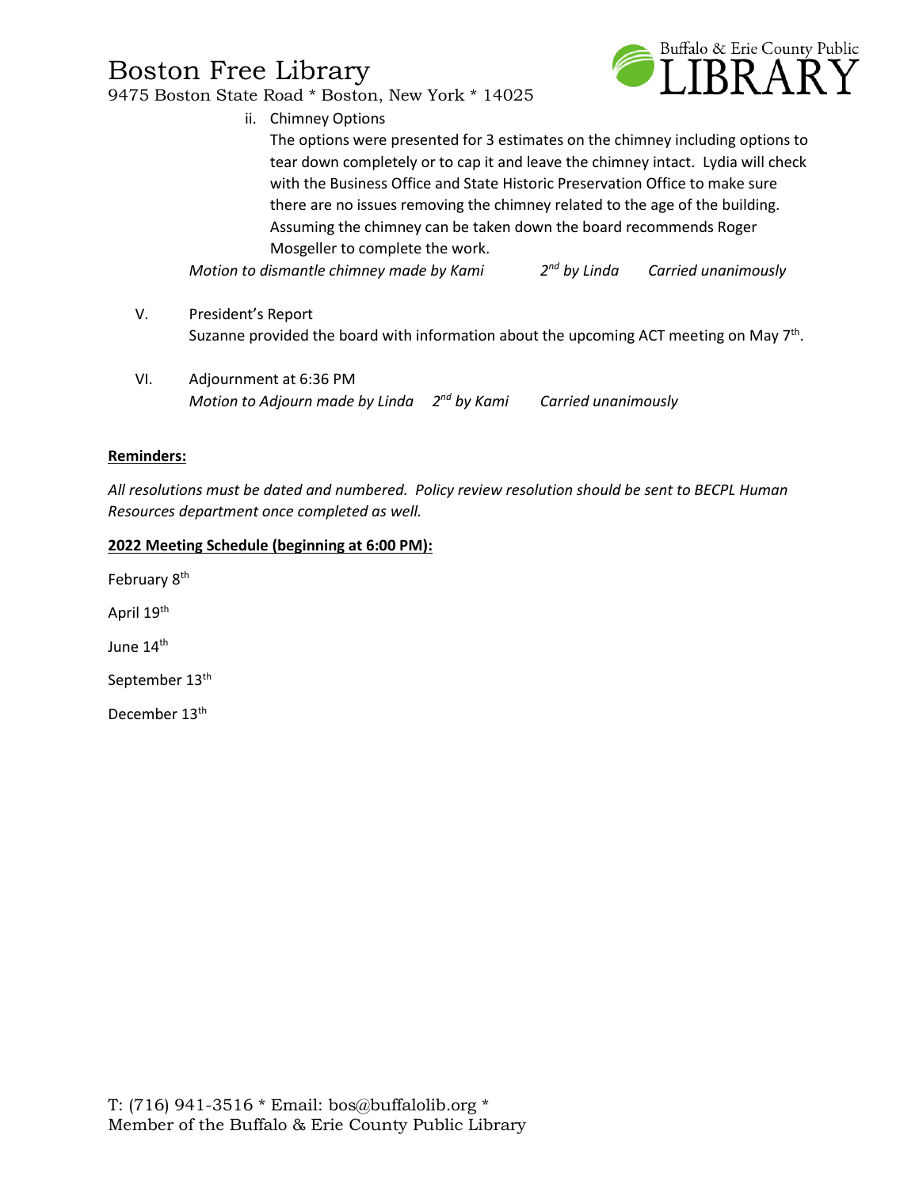ii. Chimney Options

The options were presented for 3 estimates on the chimney including options to tear down completely or to cap it and leave the chimney intact. Lydia will check with the Business Office and State Historic Preservation Office to make sure there are no issues removing the chimney related to the age of the building. Assuming the chimney can be taken down the board recommends Roger Mosgeller to complete the work.

*Motion to dismantle chimney made by Kami    2nd by Linda    Carried unanimously*

V. President's Report

Suzanne provided the board with information about the upcoming ACT meeting on May 7th.

VI. Adjournment at 6:36 PM

*Motion to Adjourn made by Linda    2nd by Kami    Carried unanimously*

**Reminders:**

*All resolutions must be dated and numbered. Policy review resolution should be sent to BECPL Human Resources department once completed as well.*

**2022 Meeting Schedule (beginning at 6:00 PM):**

February 8th

April 19th

June 14th

September 13th

December 13th